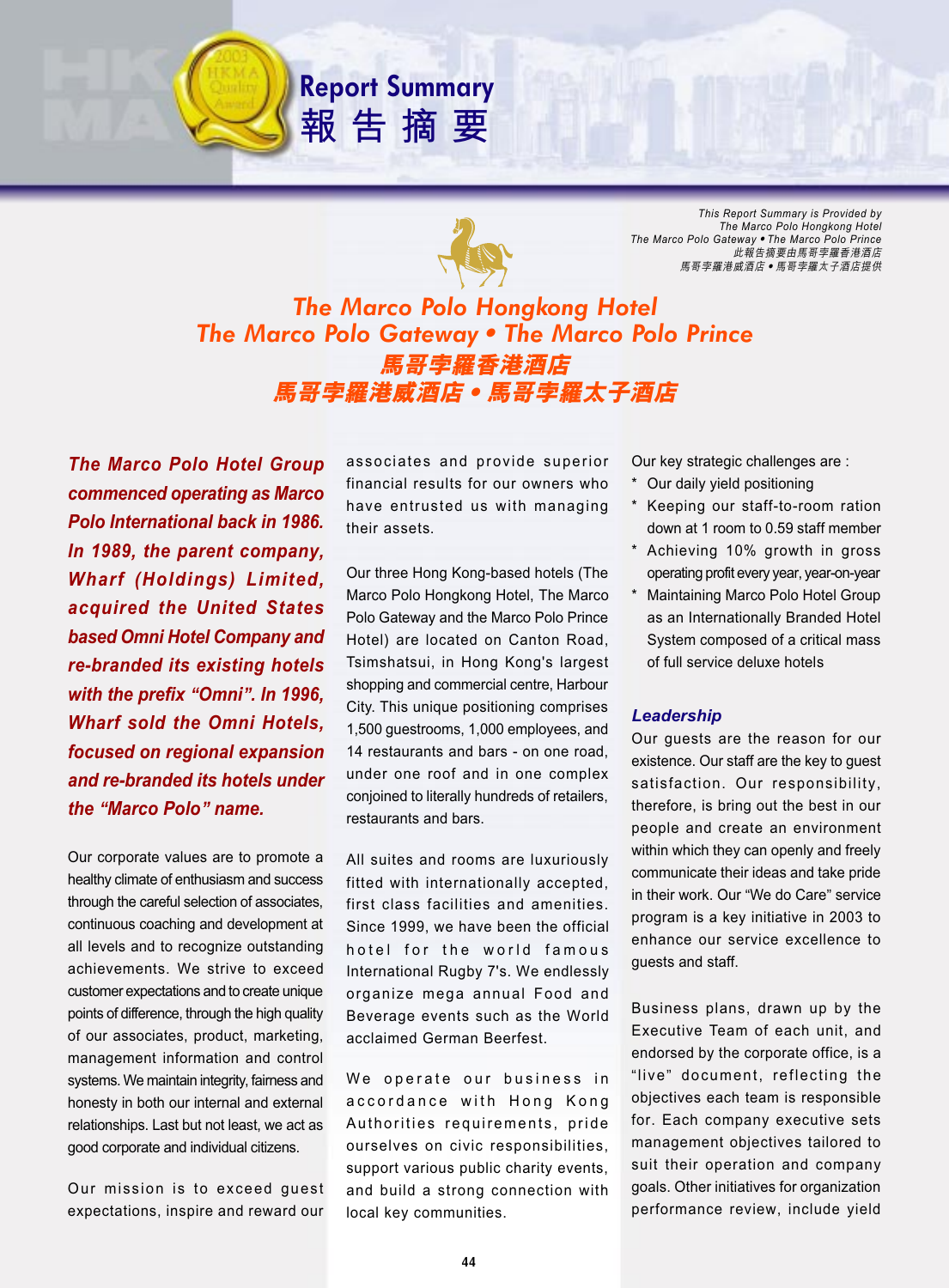# Report Summary
# 報告摘要

*This Report Summary is Provided by*
*The Marco Polo Hongkong Hotel*
*The Marco Polo Gateway • The Marco Polo Prince*
*此報告摘要由馬哥孛羅香港酒店*
*馬哥孛羅港威酒店 • 馬哥孛羅太子酒店提供*

## The Marco Polo Hongkong Hotel
## The Marco Polo Gateway • The Marco Polo Prince
## 馬哥孛羅香港酒店
## 馬哥孛羅港威酒店 • 馬哥孛羅太子酒店

***The Marco Polo Hotel Group commenced operating as Marco Polo International back in 1986. In 1989, the parent company, Wharf (Holdings) Limited, acquired the United States based Omni Hotel Company and re-branded its existing hotels with the prefix "Omni". In 1996, Wharf sold the Omni Hotels, focused on regional expansion and re-branded its hotels under the "Marco Polo" name.***

Our corporate values are to promote a healthy climate of enthusiasm and success through the careful selection of associates, continuous coaching and development at all levels and to recognize outstanding achievements. We strive to exceed customer expectations and to create unique points of difference, through the high quality of our associates, product, marketing, management information and control systems. We maintain integrity, fairness and honesty in both our internal and external relationships. Last but not least, we act as good corporate and individual citizens.

Our mission is to exceed guest expectations, inspire and reward our associates and provide superior financial results for our owners who have entrusted us with managing their assets.

Our three Hong Kong-based hotels (The Marco Polo Hongkong Hotel, The Marco Polo Gateway and the Marco Polo Prince Hotel) are located on Canton Road, Tsimshatsui, in Hong Kong's largest shopping and commercial centre, Harbour City. This unique positioning comprises 1,500 guestrooms, 1,000 employees, and 14 restaurants and bars - on one road, under one roof and in one complex conjoined to literally hundreds of retailers, restaurants and bars.

All suites and rooms are luxuriously fitted with internationally accepted, first class facilities and amenities. Since 1999, we have been the official hotel for the world famous International Rugby 7's. We endlessly organize mega annual Food and Beverage events such as the World acclaimed German Beerfest.

We operate our business in accordance with Hong Kong Authorities requirements, pride ourselves on civic responsibilities, support various public charity events, and build a strong connection with local key communities.

Our key strategic challenges are :

* Our daily yield positioning
* Keeping our staff-to-room ration down at 1 room to 0.59 staff member
* Achieving 10% growth in gross operating profit every year, year-on-year
* Maintaining Marco Polo Hotel Group as an Internationally Branded Hotel System composed of a critical mass of full service deluxe hotels

### Leadership

Our guests are the reason for our existence. Our staff are the key to guest satisfaction. Our responsibility, therefore, is bring out the best in our people and create an environment within which they can openly and freely communicate their ideas and take pride in their work. Our "We do Care" service program is a key initiative in 2003 to enhance our service excellence to guests and staff.

Business plans, drawn up by the Executive Team of each unit, and endorsed by the corporate office, is a "live" document, reflecting the objectives each team is responsible for. Each company executive sets management objectives tailored to suit their operation and company goals. Other initiatives for organization performance review, include yield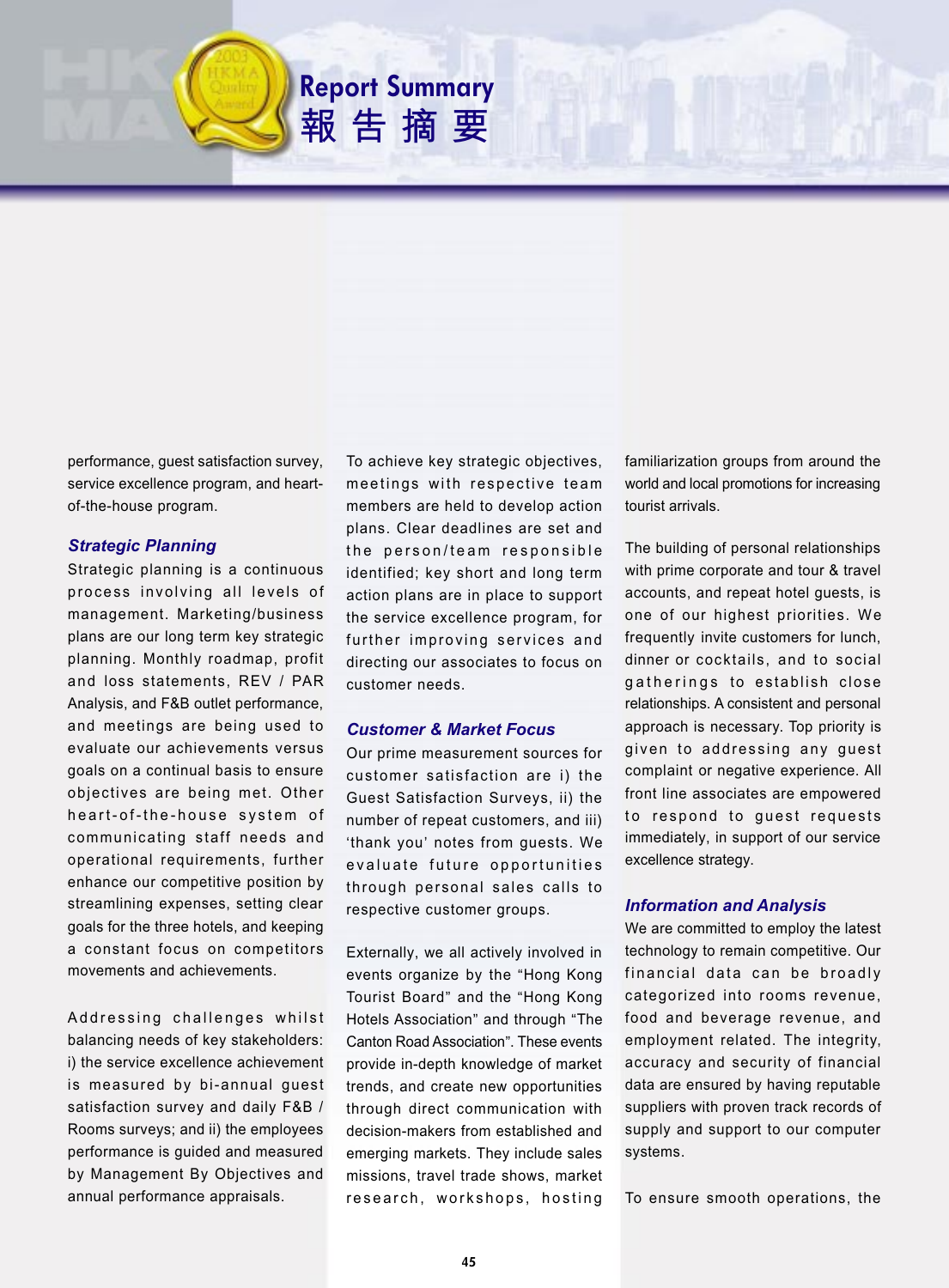performance, guest satisfaction survey, service excellence program, and heart-of-the-house program.

### *Strategic Planning*

Strategic planning is a continuous process involving all levels of management. Marketing/business plans are our long term key strategic planning. Monthly roadmap, profit and loss statements, REV / PAR Analysis, and F&B outlet performance, and meetings are being used to evaluate our achievements versus goals on a continual basis to ensure objectives are being met. Other heart-of-the-house system of communicating staff needs and operational requirements, further enhance our competitive position by streamlining expenses, setting clear goals for the three hotels, and keeping a constant focus on competitors movements and achievements.

Addressing challenges whilst balancing needs of key stakeholders: i) the service excellence achievement is measured by bi-annual guest satisfaction survey and daily F&B / Rooms surveys; and ii) the employees performance is guided and measured by Management By Objectives and annual performance appraisals.

To achieve key strategic objectives, meetings with respective team members are held to develop action plans. Clear deadlines are set and the person/team responsible identified; key short and long term action plans are in place to support the service excellence program, for further improving services and directing our associates to focus on customer needs.

### *Customer & Market Focus*

Our prime measurement sources for customer satisfaction are i) the Guest Satisfaction Surveys, ii) the number of repeat customers, and iii) 'thank you' notes from guests. We evaluate future opportunities through personal sales calls to respective customer groups.

Externally, we all actively involved in events organize by the "Hong Kong Tourist Board" and the "Hong Kong Hotels Association" and through "The Canton Road Association". These events provide in-depth knowledge of market trends, and create new opportunities through direct communication with decision-makers from established and emerging markets. They include sales missions, travel trade shows, market research, workshops, hosting familiarization groups from around the world and local promotions for increasing tourist arrivals.

The building of personal relationships with prime corporate and tour & travel accounts, and repeat hotel guests, is one of our highest priorities. We frequently invite customers for lunch, dinner or cocktails, and to social gatherings to establish close relationships. A consistent and personal approach is necessary. Top priority is given to addressing any guest complaint or negative experience. All front line associates are empowered to respond to guest requests immediately, in support of our service excellence strategy.

### *Information and Analysis*

We are committed to employ the latest technology to remain competitive. Our financial data can be broadly categorized into rooms revenue, food and beverage revenue, and employment related. The integrity, accuracy and security of financial data are ensured by having reputable suppliers with proven track records of supply and support to our computer systems.

To ensure smooth operations, the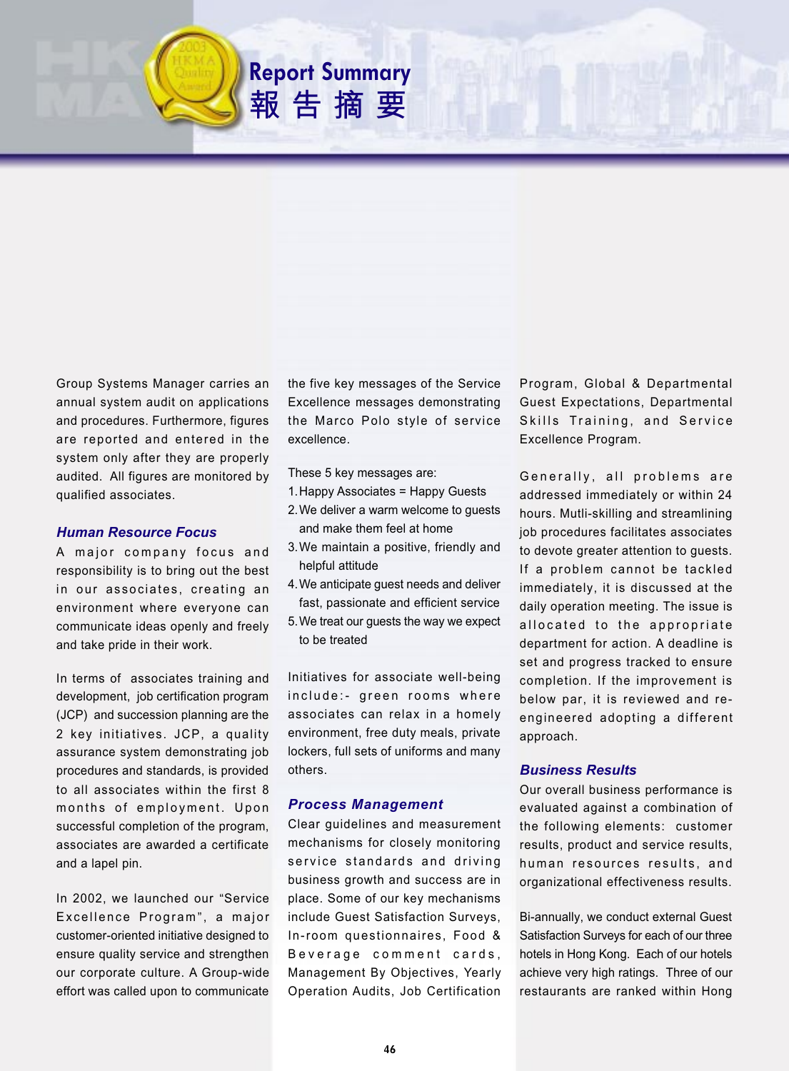# Report Summary
# 報告摘要

Group Systems Manager carries an annual system audit on applications and procedures. Furthermore, figures are reported and entered in the system only after they are properly audited. All figures are monitored by qualified associates.

### *Human Resource Focus*

A major company focus and responsibility is to bring out the best in our associates, creating an environment where everyone can communicate ideas openly and freely and take pride in their work.

In terms of associates training and development, job certification program (JCP) and succession planning are the 2 key initiatives. JCP, a quality assurance system demonstrating job procedures and standards, is provided to all associates within the first 8 months of employment. Upon successful completion of the program, associates are awarded a certificate and a lapel pin.

In 2002, we launched our "Service Excellence Program", a major customer-oriented initiative designed to ensure quality service and strengthen our corporate culture. A Group-wide effort was called upon to communicate the five key messages of the Service Excellence messages demonstrating the Marco Polo style of service excellence.

These 5 key messages are:

1. Happy Associates = Happy Guests
2. We deliver a warm welcome to guests and make them feel at home
3. We maintain a positive, friendly and helpful attitude
4. We anticipate guest needs and deliver fast, passionate and efficient service
5. We treat our guests the way we expect to be treated

Initiatives for associate well-being include:- green rooms where associates can relax in a homely environment, free duty meals, private lockers, full sets of uniforms and many others.

### *Process Management*

Clear guidelines and measurement mechanisms for closely monitoring service standards and driving business growth and success are in place. Some of our key mechanisms include Guest Satisfaction Surveys, In-room questionnaires, Food & Beverage comment cards, Management By Objectives, Yearly Operation Audits, Job Certification Program, Global & Departmental Guest Expectations, Departmental Skills Training, and Service Excellence Program.

Generally, all problems are addressed immediately or within 24 hours. Mutli-skilling and streamlining job procedures facilitates associates to devote greater attention to guests. If a problem cannot be tackled immediately, it is discussed at the daily operation meeting. The issue is allocated to the appropriate department for action. A deadline is set and progress tracked to ensure completion. If the improvement is below par, it is reviewed and re-engineered adopting a different approach.

### *Business Results*

Our overall business performance is evaluated against a combination of the following elements: customer results, product and service results, human resources results, and organizational effectiveness results.

Bi-annually, we conduct external Guest Satisfaction Surveys for each of our three hotels in Hong Kong. Each of our hotels achieve very high ratings. Three of our restaurants are ranked within Hong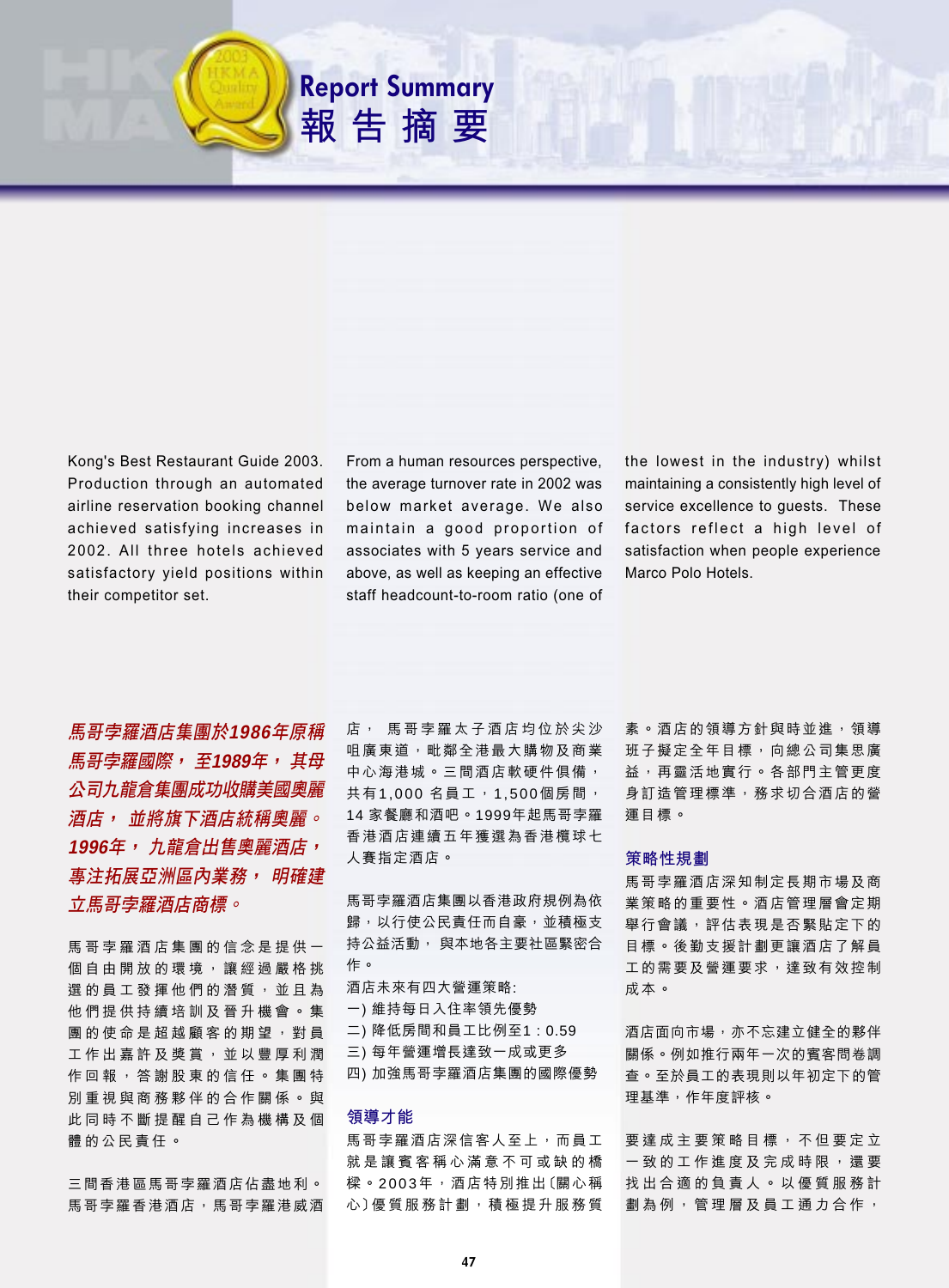# Report Summary
# 報告摘要

Kong's Best Restaurant Guide 2003. Production through an automated airline reservation booking channel achieved satisfying increases in 2002. All three hotels achieved satisfactory yield positions within their competitor set.

From a human resources perspective, the average turnover rate in 2002 was below market average. We also maintain a good proportion of associates with 5 years service and above, as well as keeping an effective staff headcount-to-room ratio (one of the lowest in the industry) whilst maintaining a consistently high level of service excellence to guests. These factors reflect a high level of satisfaction when people experience Marco Polo Hotels.

***馬哥孛羅酒店集團於1986年原稱馬哥孛羅國際，至1989年，其母公司九龍倉集團成功收購美國奧麗酒店，並將旗下酒店統稱奧麗。1996年，九龍倉出售奧麗酒店，專注拓展亞洲區內業務，明確建立馬哥孛羅酒店商標。***

馬哥孛羅酒店集團的信念是提供一個自由開放的環境，讓經過嚴格挑選的員工發揮他們的潛質，並且為他們提供持續培訓及晉升機會。集團的使命是超越顧客的期望，對員工工作出嘉許及獎賞，並以豐厚利潤作回報，答謝股東的信任。集團特別重視與商務夥伴的合作關係。與此同時不斷提醒自己作為機構及個體的公民責任。

三間香港區馬哥孛羅酒店佔盡地利。馬哥孛羅香港酒店，馬哥孛羅港威酒店，馬哥孛羅太子酒店均位於尖沙咀廣東道，毗鄰全港最大購物及商業中心海港城。三間酒店軟硬件俱備，共有1,000 名員工，1,500個房間，14 家餐廳和酒吧。1999年起馬哥孛羅香港酒店連續五年獲選為香港欖球七人賽指定酒店。

馬哥孛羅酒店集團以香港政府規例為依歸，以行使公民責任而自豪，並積極支持公益活動，與本地各主要社區緊密合作。

酒店未來有四大營運策略:

一) 維持每日入住率領先優勢
二) 降低房間和員工比例至1 : 0.59
三) 每年營運增長達致一成或更多
四) 加強馬哥孛羅酒店集團的國際優勢

## 領導才能

馬哥孛羅酒店深信客人至上，而員工就是讓賓客稱心滿意不可或缺的橋樑。2003年，酒店特別推出〔關心稱心〕優質服務計劃，積極提升服務質素。酒店的領導方針與時並進，領導班子擬定全年目標，向總公司集思廣益，再靈活地實行。各部門主管更度身訂造管理標準，務求切合酒店的營運目標。

## 策略性規劃

馬哥孛羅酒店深知制定長期市場及商業策略的重要性。酒店管理層會定期舉行會議，評估表現是否緊貼定下的目標。後勤支援計劃更讓酒店了解員工的需要及營運要求，達致有效控制成本。

酒店面向市場，亦不忘建立健全的夥伴關係。例如推行兩年一次的賓客問卷調查。至於員工的表現則以年初定下的管理基準，作年度評核。

要達成主要策略目標，不但要定立一致的工作進度及完成時限，還要找出合適的負責人。以優質服務計劃為例，管理層及員工通力合作，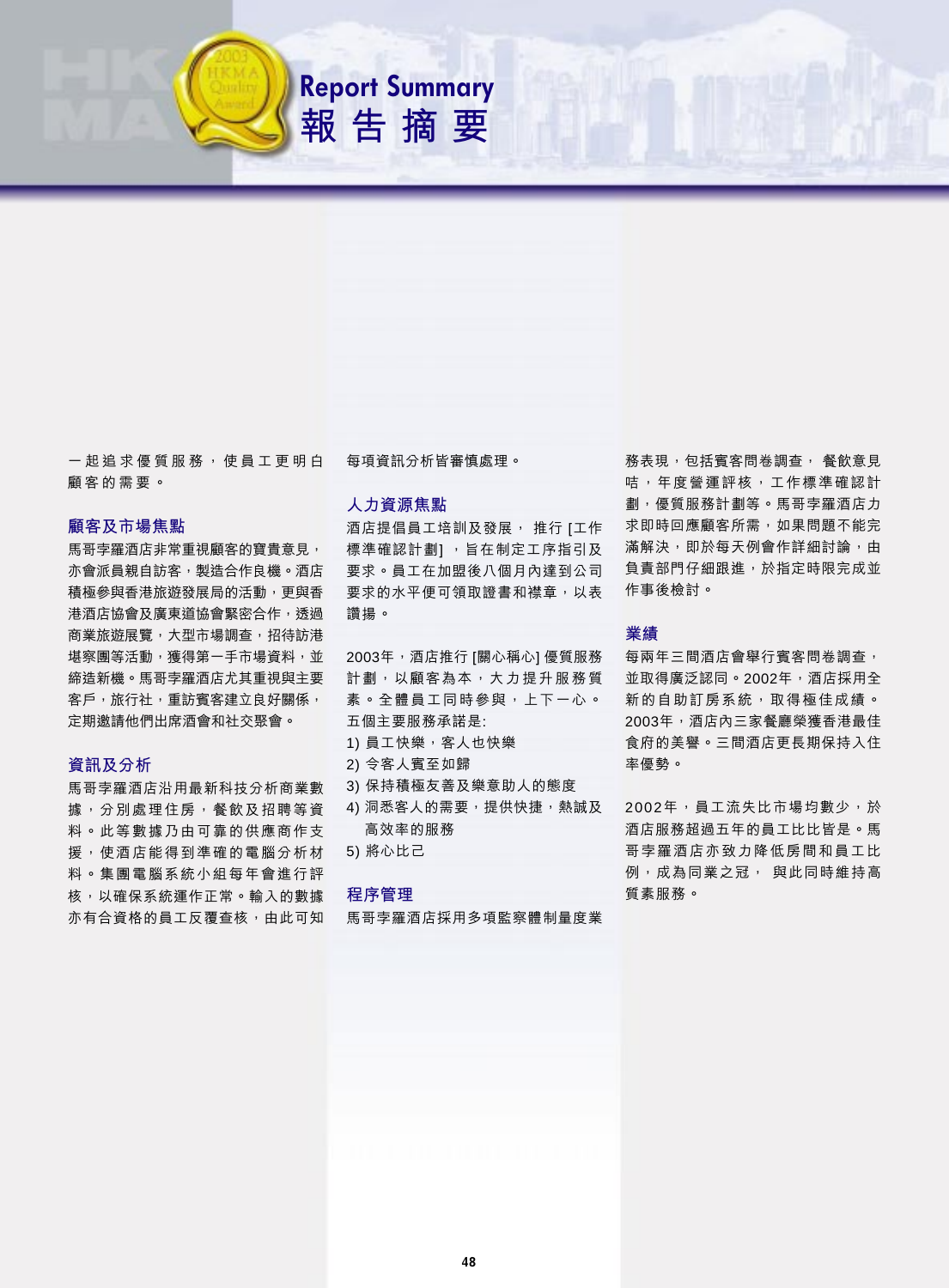# Report Summary
# 報告摘要

一起追求優質服務，使員工更明白顧客的需要。

### 顧客及市場焦點

馬哥孛羅酒店非常重視顧客的寶貴意見，亦會派員親自訪客，製造合作良機。酒店積極參與香港旅遊發展局的活動，更與香港酒店協會及廣東道協會緊密合作，透過商業旅遊展覽，大型市場調查，招待訪港堪察團等活動，獲得第一手市場資料，並締造新機。馬哥孛羅酒店尤其重視與主要客戶，旅行社，重訪賓客建立良好關係，定期邀請他們出席酒會和社交聚會。

### 資訊及分析

馬哥孛羅酒店沿用最新科技分析商業數據，分別處理住房，餐飲及招聘等資料。此等數據乃由可靠的供應商作支援，使酒店能得到準確的電腦分析材料。集團電腦系統小組每年會進行評核，以確保系統運作正常。輸入的數據亦有合資格的員工反覆查核，由此可知每項資訊分析皆審慎處理。

### 人力資源焦點

酒店提倡員工培訓及發展， 推行 [工作標準確認計劃]，旨在制定工序指引及要求。員工在加盟後八個月內達到公司要求的水平便可領取證書和襟章，以表讚揚。

2003年，酒店推行 [關心稱心] 優質服務計劃，以顧客為本，大力提升服務質素。全體員工同時參與，上下一心。五個主要服務承諾是:

1) 員工快樂，客人也快樂
2) 令客人賓至如歸
3) 保持積極友善及樂意助人的態度
4) 洞悉客人的需要，提供快捷，熱誠及高效率的服務
5) 將心比己

### 程序管理

馬哥孛羅酒店採用多項監察體制量度業務表現，包括賓客問卷調查， 餐飲意見咭，年度營運評核，工作標準確認計劃，優質服務計劃等。馬哥孛羅酒店力求即時回應顧客所需，如果問題不能完滿解決，即於每天例會作詳細討論，由負責部門仔細跟進，於指定時限完成並作事後檢討。

### 業績

每兩年三間酒店會舉行賓客問卷調查，並取得廣泛認同。2002年，酒店採用全新的自助訂房系統，取得極佳成績。2003年，酒店內三家餐廳榮獲香港最佳食府的美譽。三間酒店更長期保持入住率優勢。

2002年，員工流失比市場均數少，於酒店服務超過五年的員工比比皆是。馬哥孛羅酒店亦致力降低房間和員工比例，成為同業之冠， 與此同時維持高質素服務。